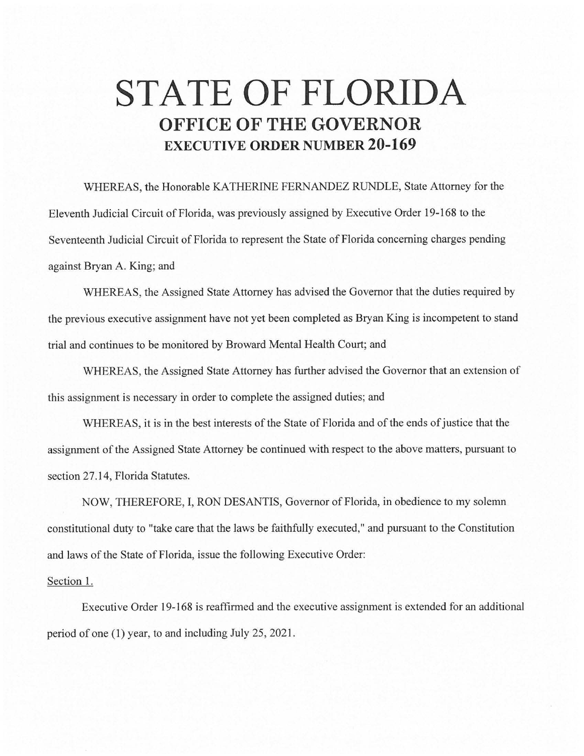# STATE OF FLORIDA

## OFFICE OF THE GOVERNOR

### EXECUTIVE ORDER NUMBER 20-169

WHEREAS, the Honorable KATHERINE FERNANDEZ RUNDLE, State Attorney for the Eleventh Judicial Circuit of Florida, was previously assigned by Executive Order 19-168 to the Seventeenth Judicial Circuit of Florida to represent the State of Florida concerning charges pending against Bryan A. King; and

WHEREAS, the Assigned State Attorney has advised the Governor that the duties required by the previous executive assignment have not yet been completed as Bryan King is incompetent to stand trial and continues to be monitored by Broward Mental Health Court; and

WHEREAS, the Assigned State Attorney has further advised the Governor that an extension of this assignment is necessary in order to complete the assigned duties; and

WHEREAS, it is in the best interests of the State of Florida and of the ends of justice that the assignment of the Assigned State Attorney be continued with respect to the above matters, pursuant to section 27.14, Florida Statutes.

NOW, THEREFORE, I, RON DESANTIS, Governor of Florida, in obedience to my solemn constitutional duty to "take care that the laws be faithfully executed," and pursuant to the Constitution and laws of the State of Florida, issue the following Executive Order:

Section 1.

Executive Order 19-168 is reaffirmed and the executive assignment is extended for an additional period of one (1) year, to and including July 25, 2021.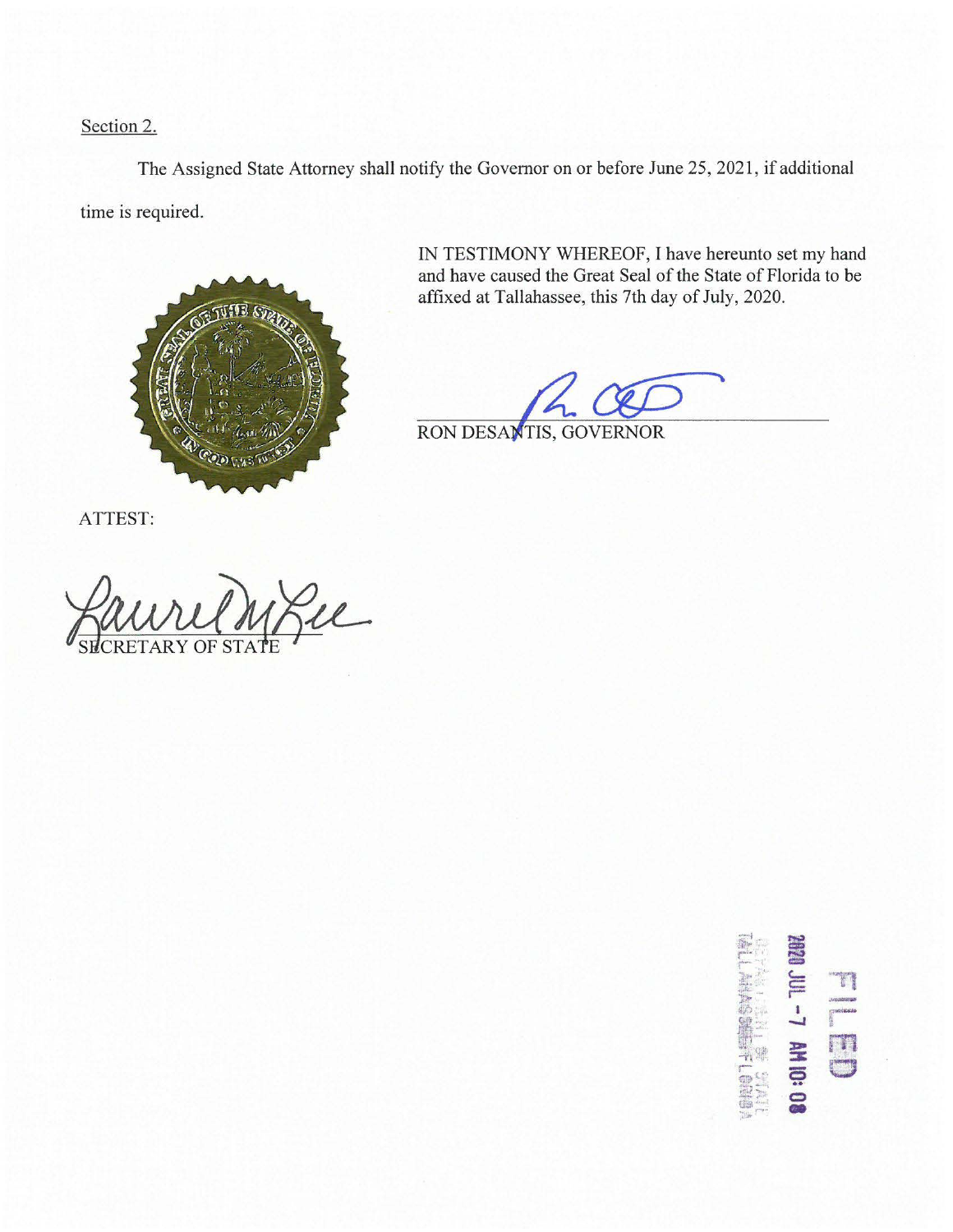Section 2.

The Assigned State Attorney shall notify the Governor on or before June 25, 2021, if additional time is required.

IN TESTIMONY WHEREOF, I have hereunto set my hand and have caused the Great Seal of the State of Florida to be affixed at Tallahassee, this 7th day of July, 2020.

RON DESANTIS, GOVERNOR

ATTEST:

SECRETARY OF STATE

FILED

2020 JUL -7 AM 10:08

DEPARTMENT OF STATE
TALLAHASSEE, FLORIDA